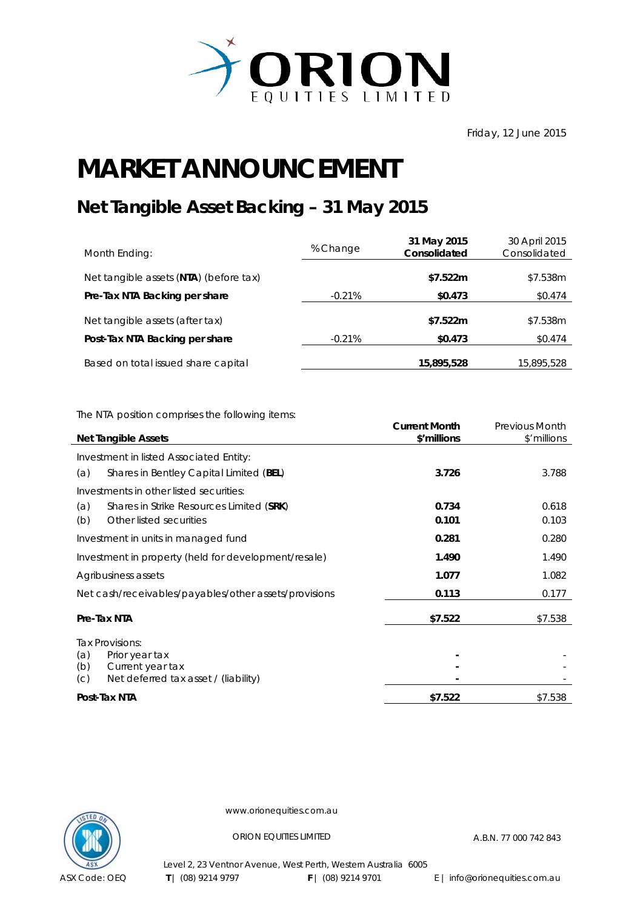ORION EQUITIES LIMITED

Friday, 12 June 2015

# MARKET ANNOUNCEMENT

## Net Tangible Asset Backing – 31 May 2015

| Month Ending: | % Change | **31 May 2015 Consolidated** | 30 April 2015 Consolidated |
|---|---|---|---|
| Net tangible assets (**NTA**) (before tax) | | **$7.522m** | $7.538m |
| **Pre-Tax NTA Backing per share** | -0.21% | **$0.473** | $0.474 |
| Net tangible assets (after tax) | | **$7.522m** | $7.538m |
| **Post-Tax NTA Backing per share** | -0.21% | **$0.473** | $0.474 |
| Based on total issued share capital | | **15,895,528** | 15,895,528 |

The NTA position comprises the following items:

| **Net Tangible Assets** | **Current Month $'millions** | Previous Month $'millions |
|---|---|---|
| Investment in listed Associated Entity: | | |
| (a) Shares in Bentley Capital Limited (**BEL**) | **3.726** | 3.788 |
| Investments in other listed securities: | | |
| (a) Shares in Strike Resources Limited (**SRK**) | **0.734** | 0.618 |
| (b) Other listed securities | **0.101** | 0.103 |
| Investment in units in managed fund | **0.281** | 0.280 |
| Investment in property (held for development/resale) | **1.490** | 1.490 |
| Agribusiness assets | **1.077** | 1.082 |
| Net cash/receivables/payables/other assets/provisions | **0.113** | 0.177 |
| **Pre-Tax NTA** | **$7.522** | $7.538 |
| Tax Provisions: | | |
| (a) Prior year tax | **-** | - |
| (b) Current year tax | **-** | - |
| (c) Net deferred tax asset / (liability) | **-** | - |
| **Post-Tax NTA** | **$7.522** | $7.538 |

www.orionequities.com.au

ORION EQUITIES LIMITED A.B.N. 77 000 742 843

Level 2, 23 Ventnor Avenue, West Perth, Western Australia 6005

ASX Code: OEQ **T** | (08) 9214 9797 **F** | (08) 9214 9701 E | info@orionequities.com.au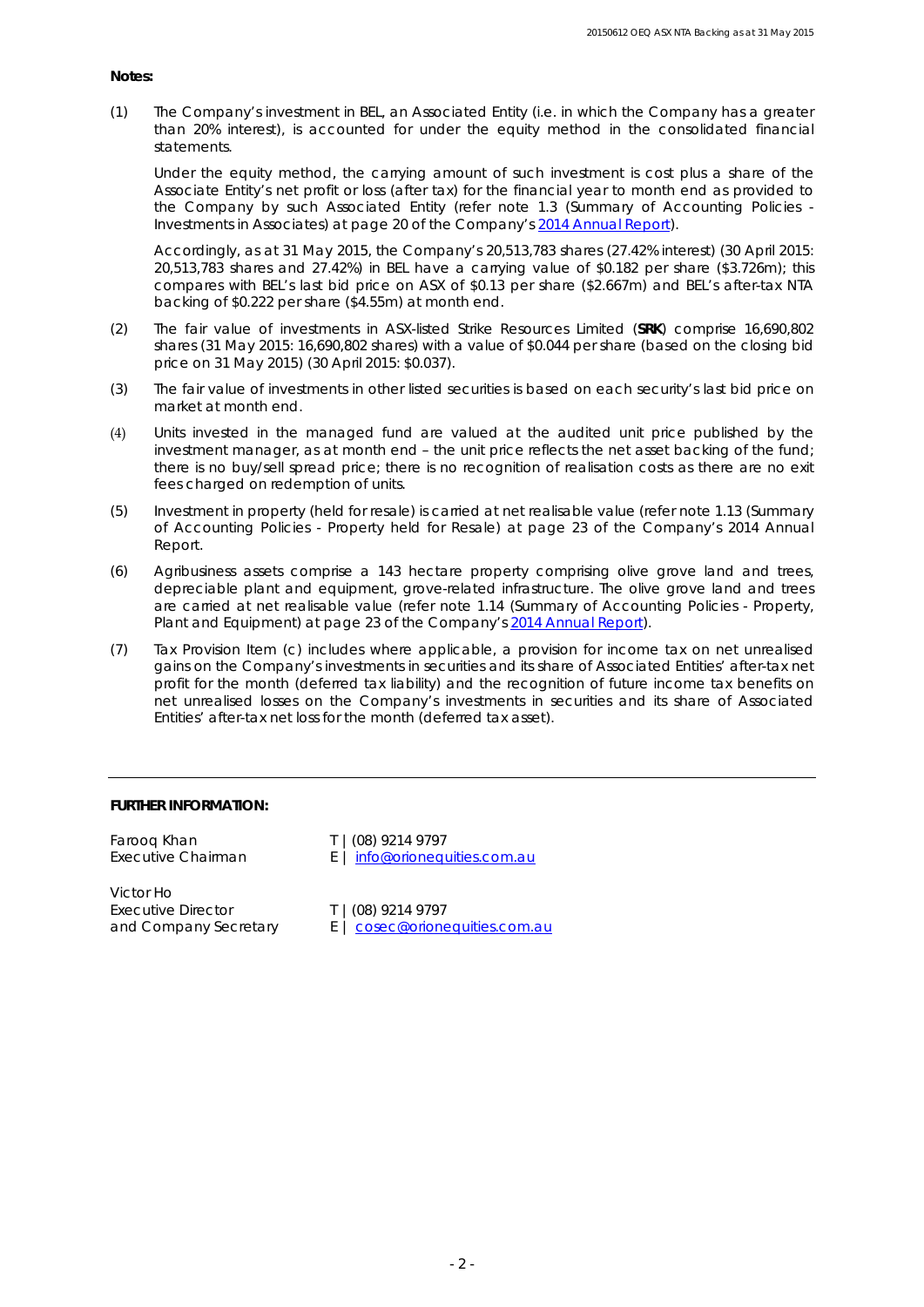**Notes:**

(1) The Company's investment in BEL, an Associated Entity (i.e. in which the Company has a greater than 20% interest), is accounted for under the equity method in the consolidated financial statements.

Under the equity method, the carrying amount of such investment is cost plus a share of the Associate Entity's net profit or loss (after tax) for the financial year to month end as provided to the Company by such Associated Entity (refer note 1.3 (Summary of Accounting Policies - Investments in Associates) at page 20 of the Company's [2014 Annual Report](#)).

Accordingly, as at 31 May 2015, the Company's 20,513,783 shares (27.42% interest) (30 April 2015: 20,513,783 shares and 27.42%) in BEL have a carrying value of $0.182 per share ($3.726m); this compares with BEL's last bid price on ASX of $0.13 per share ($2.667m) and BEL's after-tax NTA backing of $0.222 per share ($4.55m) at month end.

(2) The fair value of investments in ASX-listed Strike Resources Limited (**SRK**) comprise 16,690,802 shares (31 May 2015: 16,690,802 shares) with a value of $0.044 per share (based on the closing bid price on 31 May 2015) (30 April 2015: $0.037).

(3) The fair value of investments in other listed securities is based on each security's last bid price on market at month end.

(4) Units invested in the managed fund are valued at the audited unit price published by the investment manager, as at month end – the unit price reflects the net asset backing of the fund; there is no buy/sell spread price; there is no recognition of realisation costs as there are no exit fees charged on redemption of units.

(5) Investment in property (held for resale) is carried at net realisable value (refer note 1.13 (Summary of Accounting Policies - Property held for Resale) at page 23 of the Company's 2014 Annual Report.

(6) Agribusiness assets comprise a 143 hectare property comprising olive grove land and trees, depreciable plant and equipment, grove-related infrastructure. The olive grove land and trees are carried at net realisable value (refer note 1.14 (Summary of Accounting Policies - Property, Plant and Equipment) at page 23 of the Company's [2014 Annual Report](#)).

(7) Tax Provision Item (c) includes where applicable, a provision for income tax on net unrealised gains on the Company's investments in securities and its share of Associated Entities' after-tax net profit for the month (deferred tax liability) and the recognition of future income tax benefits on net unrealised losses on the Company's investments in securities and its share of Associated Entities' after-tax net loss for the month (deferred tax asset).

---

**FURTHER INFORMATION:**

Farooq Khan
Executive Chairman
T | (08) 9214 9797
E | info@orionequities.com.au

Victor Ho
Executive Director
and Company Secretary
T | (08) 9214 9797
E | cosec@orionequities.com.au